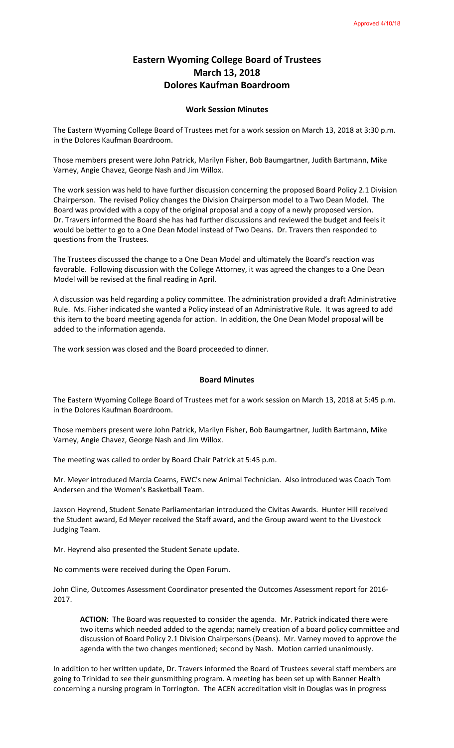Approved 4/10/18

# Eastern Wyoming College Board of Trustees
# March 13, 2018
# Dolores Kaufman Boardroom

## Work Session Minutes

The Eastern Wyoming College Board of Trustees met for a work session on March 13, 2018 at 3:30 p.m. in the Dolores Kaufman Boardroom.

Those members present were John Patrick, Marilyn Fisher, Bob Baumgartner, Judith Bartmann, Mike Varney, Angie Chavez, George Nash and Jim Willox.

The work session was held to have further discussion concerning the proposed Board Policy 2.1 Division Chairperson. The revised Policy changes the Division Chairperson model to a Two Dean Model. The Board was provided with a copy of the original proposal and a copy of a newly proposed version. Dr. Travers informed the Board she has had further discussions and reviewed the budget and feels it would be better to go to a One Dean Model instead of Two Deans. Dr. Travers then responded to questions from the Trustees.

The Trustees discussed the change to a One Dean Model and ultimately the Board's reaction was favorable. Following discussion with the College Attorney, it was agreed the changes to a One Dean Model will be revised at the final reading in April.

A discussion was held regarding a policy committee. The administration provided a draft Administrative Rule. Ms. Fisher indicated she wanted a Policy instead of an Administrative Rule. It was agreed to add this item to the board meeting agenda for action. In addition, the One Dean Model proposal will be added to the information agenda.

The work session was closed and the Board proceeded to dinner.

## Board Minutes

The Eastern Wyoming College Board of Trustees met for a work session on March 13, 2018 at 5:45 p.m. in the Dolores Kaufman Boardroom.

Those members present were John Patrick, Marilyn Fisher, Bob Baumgartner, Judith Bartmann, Mike Varney, Angie Chavez, George Nash and Jim Willox.

The meeting was called to order by Board Chair Patrick at 5:45 p.m.

Mr. Meyer introduced Marcia Cearns, EWC's new Animal Technician. Also introduced was Coach Tom Andersen and the Women's Basketball Team.

Jaxson Heyrend, Student Senate Parliamentarian introduced the Civitas Awards. Hunter Hill received the Student award, Ed Meyer received the Staff award, and the Group award went to the Livestock Judging Team.

Mr. Heyrend also presented the Student Senate update.

No comments were received during the Open Forum.

John Cline, Outcomes Assessment Coordinator presented the Outcomes Assessment report for 2016-2017.

> **ACTION**: The Board was requested to consider the agenda. Mr. Patrick indicated there were two items which needed added to the agenda; namely creation of a board policy committee and discussion of Board Policy 2.1 Division Chairpersons (Deans). Mr. Varney moved to approve the agenda with the two changes mentioned; second by Nash. Motion carried unanimously.

In addition to her written update, Dr. Travers informed the Board of Trustees several staff members are going to Trinidad to see their gunsmithing program. A meeting has been set up with Banner Health concerning a nursing program in Torrington. The ACEN accreditation visit in Douglas was in progress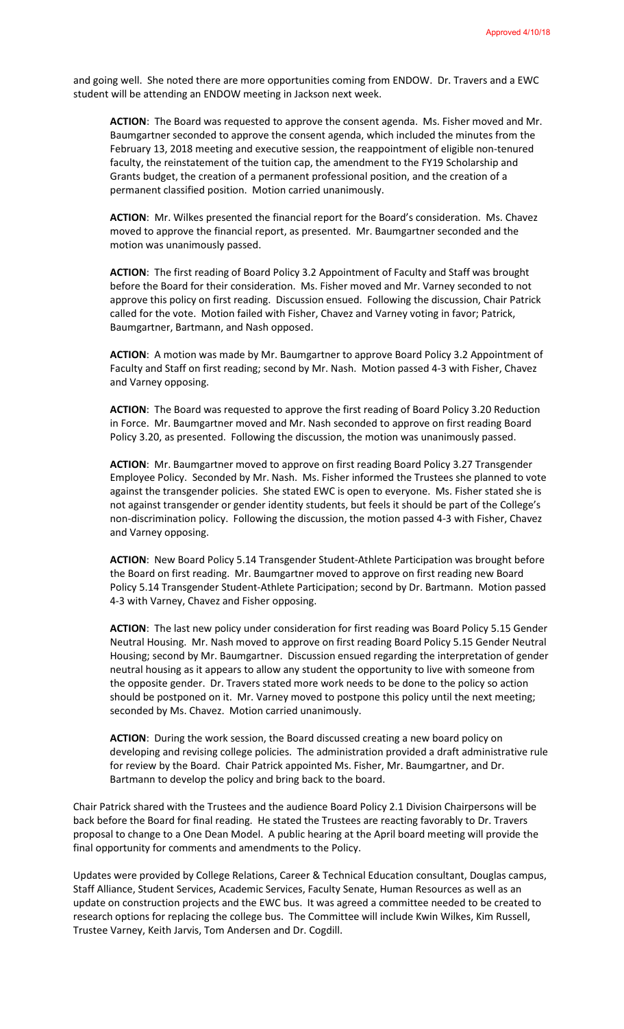Approved 4/10/18

and going well. She noted there are more opportunities coming from ENDOW. Dr. Travers and a EWC student will be attending an ENDOW meeting in Jackson next week.

> **ACTION**: The Board was requested to approve the consent agenda. Ms. Fisher moved and Mr. Baumgartner seconded to approve the consent agenda, which included the minutes from the February 13, 2018 meeting and executive session, the reappointment of eligible non-tenured faculty, the reinstatement of the tuition cap, the amendment to the FY19 Scholarship and Grants budget, the creation of a permanent professional position, and the creation of a permanent classified position. Motion carried unanimously.
>
> **ACTION**: Mr. Wilkes presented the financial report for the Board's consideration. Ms. Chavez moved to approve the financial report, as presented. Mr. Baumgartner seconded and the motion was unanimously passed.
>
> **ACTION**: The first reading of Board Policy 3.2 Appointment of Faculty and Staff was brought before the Board for their consideration. Ms. Fisher moved and Mr. Varney seconded to not approve this policy on first reading. Discussion ensued. Following the discussion, Chair Patrick called for the vote. Motion failed with Fisher, Chavez and Varney voting in favor; Patrick, Baumgartner, Bartmann, and Nash opposed.
>
> **ACTION**: A motion was made by Mr. Baumgartner to approve Board Policy 3.2 Appointment of Faculty and Staff on first reading; second by Mr. Nash. Motion passed 4-3 with Fisher, Chavez and Varney opposing.
>
> **ACTION**: The Board was requested to approve the first reading of Board Policy 3.20 Reduction in Force. Mr. Baumgartner moved and Mr. Nash seconded to approve on first reading Board Policy 3.20, as presented. Following the discussion, the motion was unanimously passed.
>
> **ACTION**: Mr. Baumgartner moved to approve on first reading Board Policy 3.27 Transgender Employee Policy. Seconded by Mr. Nash. Ms. Fisher informed the Trustees she planned to vote against the transgender policies. She stated EWC is open to everyone. Ms. Fisher stated she is not against transgender or gender identity students, but feels it should be part of the College's non-discrimination policy. Following the discussion, the motion passed 4-3 with Fisher, Chavez and Varney opposing.
>
> **ACTION**: New Board Policy 5.14 Transgender Student-Athlete Participation was brought before the Board on first reading. Mr. Baumgartner moved to approve on first reading new Board Policy 5.14 Transgender Student-Athlete Participation; second by Dr. Bartmann. Motion passed 4-3 with Varney, Chavez and Fisher opposing.
>
> **ACTION**: The last new policy under consideration for first reading was Board Policy 5.15 Gender Neutral Housing. Mr. Nash moved to approve on first reading Board Policy 5.15 Gender Neutral Housing; second by Mr. Baumgartner. Discussion ensued regarding the interpretation of gender neutral housing as it appears to allow any student the opportunity to live with someone from the opposite gender. Dr. Travers stated more work needs to be done to the policy so action should be postponed on it. Mr. Varney moved to postpone this policy until the next meeting; seconded by Ms. Chavez. Motion carried unanimously.
>
> **ACTION**: During the work session, the Board discussed creating a new board policy on developing and revising college policies. The administration provided a draft administrative rule for review by the Board. Chair Patrick appointed Ms. Fisher, Mr. Baumgartner, and Dr. Bartmann to develop the policy and bring back to the board.

Chair Patrick shared with the Trustees and the audience Board Policy 2.1 Division Chairpersons will be back before the Board for final reading. He stated the Trustees are reacting favorably to Dr. Travers proposal to change to a One Dean Model. A public hearing at the April board meeting will provide the final opportunity for comments and amendments to the Policy.

Updates were provided by College Relations, Career & Technical Education consultant, Douglas campus, Staff Alliance, Student Services, Academic Services, Faculty Senate, Human Resources as well as an update on construction projects and the EWC bus. It was agreed a committee needed to be created to research options for replacing the college bus. The Committee will include Kwin Wilkes, Kim Russell, Trustee Varney, Keith Jarvis, Tom Andersen and Dr. Cogdill.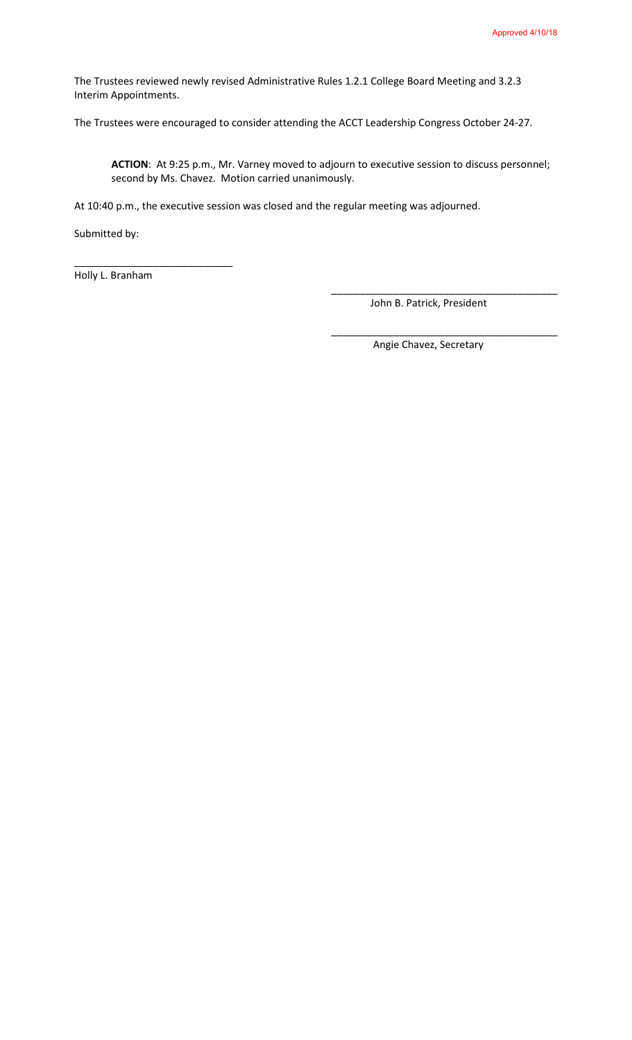Approved 4/10/18

The Trustees reviewed newly revised Administrative Rules 1.2.1 College Board Meeting and 3.2.3 Interim Appointments.

The Trustees were encouraged to consider attending the ACCT Leadership Congress October 24-27.

> **ACTION**: At 9:25 p.m., Mr. Varney moved to adjourn to executive session to discuss personnel; second by Ms. Chavez. Motion carried unanimously.

At 10:40 p.m., the executive session was closed and the regular meeting was adjourned.

Submitted by:

____________________________

Holly L. Branham

________________________________________

John B. Patrick, President

________________________________________

Angie Chavez, Secretary